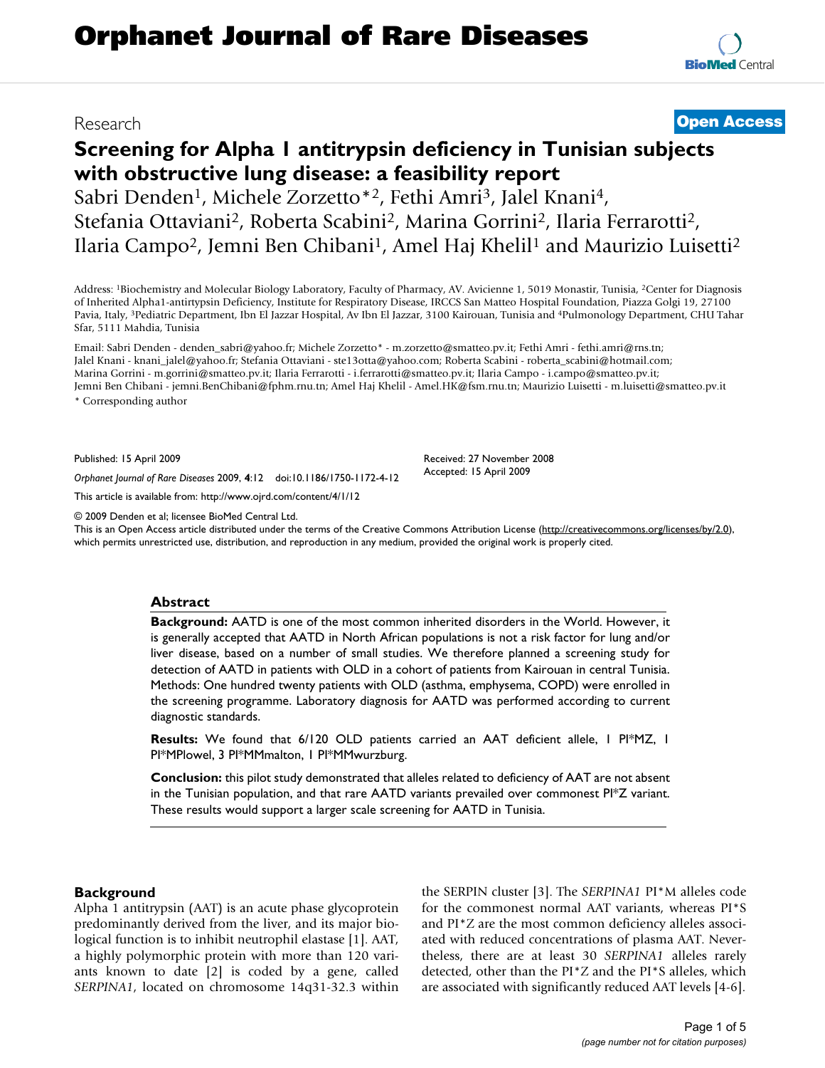# Orphanet Journal of Rare Diseases

Research | **Open Access**

# Screening for Alpha 1 antitrypsin deficiency in Tunisian subjects with obstructive lung disease: a feasibility report

Sabri Denden[1], Michele Zorzetto*[2], Fethi Amri[3], Jalel Knani[4], Stefania Ottaviani[2], Roberta Scabini[2], Marina Gorrini[2], Ilaria Ferrarotti[2], Ilaria Campo[2], Jemni Ben Chibani[1], Amel Haj Khelil[1] and Maurizio Luisetti[2]

Address: [1]Biochemistry and Molecular Biology Laboratory, Faculty of Pharmacy, AV. Avicienne 1, 5019 Monastir, Tunisia, [2]Center for Diagnosis of Inherited Alpha1-antirtypsin Deficiency, Institute for Respiratory Disease, IRCCS San Matteo Hospital Foundation, Piazza Golgi 19, 27100 Pavia, Italy, [3]Pediatric Department, Ibn El Jazzar Hospital, Av Ibn El Jazzar, 3100 Kairouan, Tunisia and [4]Pulmonology Department, CHU Tahar Sfar, 5111 Mahdia, Tunisia

Email: Sabri Denden - denden_sabri@yahoo.fr; Michele Zorzetto* - m.zorzetto@smatteo.pv.it; Fethi Amri - fethi.amri@rns.tn; Jalel Knani - knani_jalel@yahoo.fr; Stefania Ottaviani - ste13otta@yahoo.com; Roberta Scabini - roberta_scabini@hotmail.com; Marina Gorrini - m.gorrini@smatteo.pv.it; Ilaria Ferrarotti - i.ferrarotti@smatteo.pv.it; Ilaria Campo - i.campo@smatteo.pv.it; Jemni Ben Chibani - jemni.BenChibani@fphm.rnu.tn; Amel Haj Khelil - Amel.HK@fsm.rnu.tn; Maurizio Luisetti - m.luisetti@smatteo.pv.it

\* Corresponding author

Published: 15 April 2009

*Orphanet Journal of Rare Diseases* 2009, **4**:12 doi:10.1186/1750-1172-4-12

Received: 27 November 2008
Accepted: 15 April 2009

This article is available from: http://www.ojrd.com/content/4/1/12

© 2009 Denden et al; licensee BioMed Central Ltd.
This is an Open Access article distributed under the terms of the Creative Commons Attribution License (http://creativecommons.org/licenses/by/2.0), which permits unrestricted use, distribution, and reproduction in any medium, provided the original work is properly cited.

## Abstract

**Background:** AATD is one of the most common inherited disorders in the World. However, it is generally accepted that AATD in North African populations is not a risk factor for lung and/or liver disease, based on a number of small studies. We therefore planned a screening study for detection of AATD in patients with OLD in a cohort of patients from Kairouan in central Tunisia. Methods: One hundred twenty patients with OLD (asthma, emphysema, COPD) were enrolled in the screening programme. Laboratory diagnosis for AATD was performed according to current diagnostic standards.

**Results:** We found that 6/120 OLD patients carried an AAT deficient allele, 1 PI*MZ, 1 PI*MPlowel, 3 PI*MMmalton, 1 PI*MMwurzburg.

**Conclusion:** this pilot study demonstrated that alleles related to deficiency of AAT are not absent in the Tunisian population, and that rare AATD variants prevailed over commonest PI*Z variant. These results would support a larger scale screening for AATD in Tunisia.

## Background

Alpha 1 antitrypsin (AAT) is an acute phase glycoprotein predominantly derived from the liver, and its major biological function is to inhibit neutrophil elastase [1]. AAT, a highly polymorphic protein with more than 120 variants known to date [2] is coded by a gene, called *SERPINA1*, located on chromosome 14q31-32.3 within the SERPIN cluster [3]. The *SERPINA1* PI*M alleles code for the commonest normal AAT variants, whereas PI*S and PI*Z are the most common deficiency alleles associated with reduced concentrations of plasma AAT. Nevertheless, there are at least 30 *SERPINA1* alleles rarely detected, other than the PI*Z and the PI*S alleles, which are associated with significantly reduced AAT levels [4-6].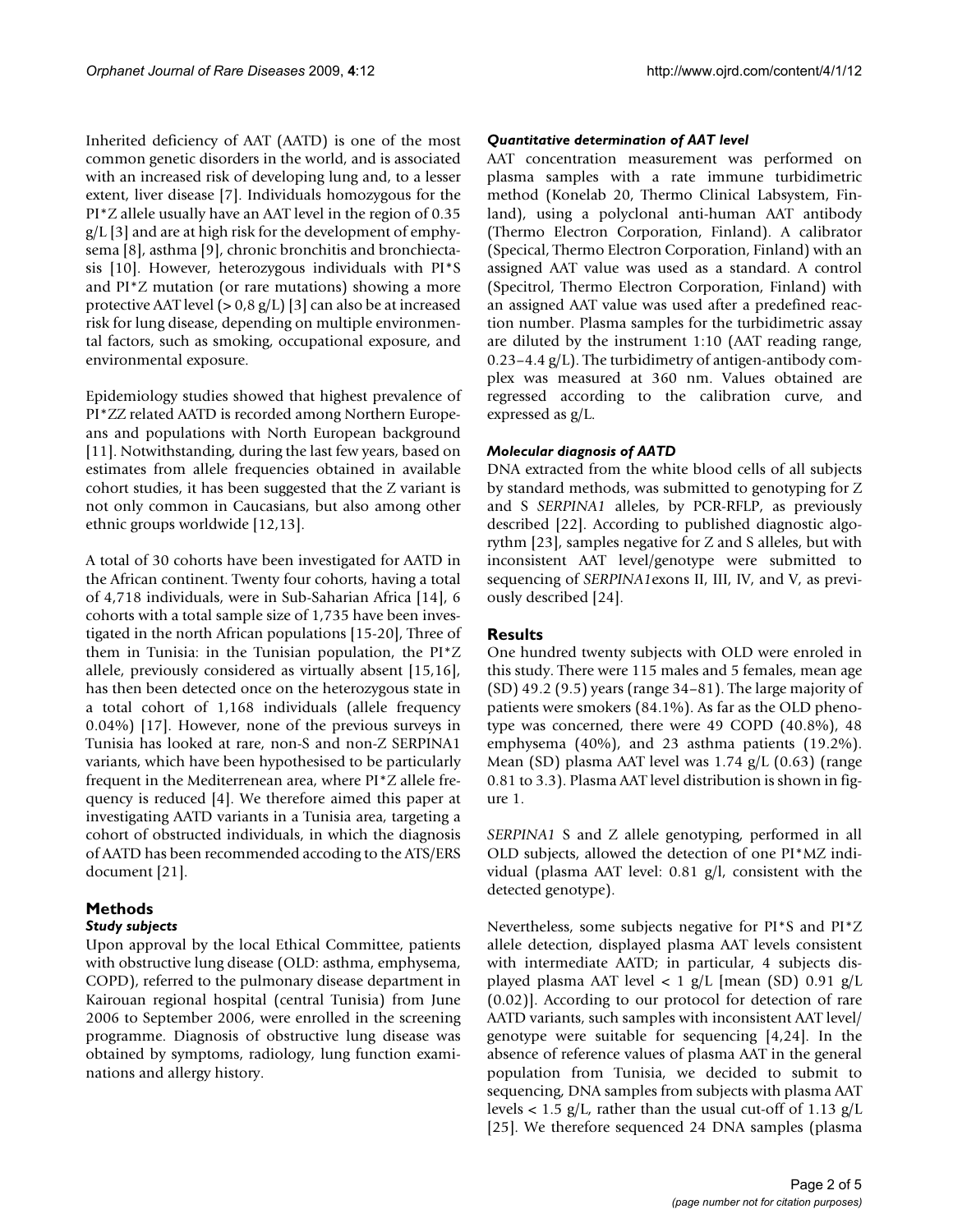Inherited deficiency of AAT (AATD) is one of the most common genetic disorders in the world, and is associated with an increased risk of developing lung and, to a lesser extent, liver disease [7]. Individuals homozygous for the PI*Z allele usually have an AAT level in the region of 0.35 g/L [3] and are at high risk for the development of emphysema [8], asthma [9], chronic bronchitis and bronchiectasis [10]. However, heterozygous individuals with PI*S and PI*Z mutation (or rare mutations) showing a more protective AAT level (> 0,8 g/L) [3] can also be at increased risk for lung disease, depending on multiple environmental factors, such as smoking, occupational exposure, and environmental exposure.

Epidemiology studies showed that highest prevalence of PI*ZZ related AATD is recorded among Northern Europeans and populations with North European background [11]. Notwithstanding, during the last few years, based on estimates from allele frequencies obtained in available cohort studies, it has been suggested that the Z variant is not only common in Caucasians, but also among other ethnic groups worldwide [12,13].

A total of 30 cohorts have been investigated for AATD in the African continent. Twenty four cohorts, having a total of 4,718 individuals, were in Sub-Saharian Africa [14], 6 cohorts with a total sample size of 1,735 have been investigated in the north African populations [15-20], Three of them in Tunisia: in the Tunisian population, the PI*Z allele, previously considered as virtually absent [15,16], has then been detected once on the heterozygous state in a total cohort of 1,168 individuals (allele frequency 0.04%) [17]. However, none of the previous surveys in Tunisia has looked at rare, non-S and non-Z SERPINA1 variants, which have been hypothesised to be particularly frequent in the Mediterrenean area, where PI*Z allele frequency is reduced [4]. We therefore aimed this paper at investigating AATD variants in a Tunisia area, targeting a cohort of obstructed individuals, in which the diagnosis of AATD has been recommended accoding to the ATS/ERS document [21].

## Methods

### *Study subjects*

Upon approval by the local Ethical Committee, patients with obstructive lung disease (OLD: asthma, emphysema, COPD), referred to the pulmonary disease department in Kairouan regional hospital (central Tunisia) from June 2006 to September 2006, were enrolled in the screening programme. Diagnosis of obstructive lung disease was obtained by symptoms, radiology, lung function examinations and allergy history.

### *Quantitative determination of AAT level*

AAT concentration measurement was performed on plasma samples with a rate immune turbidimetric method (Konelab 20, Thermo Clinical Labsystem, Finland), using a polyclonal anti-human AAT antibody (Thermo Electron Corporation, Finland). A calibrator (Specical, Thermo Electron Corporation, Finland) with an assigned AAT value was used as a standard. A control (Specitrol, Thermo Electron Corporation, Finland) with an assigned AAT value was used after a predefined reaction number. Plasma samples for the turbidimetric assay are diluted by the instrument 1:10 (AAT reading range, 0.23–4.4 g/L). The turbidimetry of antigen-antibody complex was measured at 360 nm. Values obtained are regressed according to the calibration curve, and expressed as g/L.

### *Molecular diagnosis of AATD*

DNA extracted from the white blood cells of all subjects by standard methods, was submitted to genotyping for Z and S *SERPINA1* alleles, by PCR-RFLP, as previously described [22]. According to published diagnostic algorythm [23], samples negative for Z and S alleles, but with inconsistent AAT level/genotype were submitted to sequencing of *SERPINA1*exons II, III, IV, and V, as previously described [24].

## Results

One hundred twenty subjects with OLD were enroled in this study. There were 115 males and 5 females, mean age (SD) 49.2 (9.5) years (range 34–81). The large majority of patients were smokers (84.1%). As far as the OLD phenotype was concerned, there were 49 COPD (40.8%), 48 emphysema (40%), and 23 asthma patients (19.2%). Mean (SD) plasma AAT level was 1.74 g/L (0.63) (range 0.81 to 3.3). Plasma AAT level distribution is shown in figure 1.

*SERPINA1* S and Z allele genotyping, performed in all OLD subjects, allowed the detection of one PI*MZ individual (plasma AAT level: 0.81 g/l, consistent with the detected genotype).

Nevertheless, some subjects negative for PI*S and PI*Z allele detection, displayed plasma AAT levels consistent with intermediate AATD; in particular, 4 subjects displayed plasma AAT level < 1 g/L [mean (SD) 0.91 g/L (0.02)]. According to our protocol for detection of rare AATD variants, such samples with inconsistent AAT level/genotype were suitable for sequencing [4,24]. In the absence of reference values of plasma AAT in the general population from Tunisia, we decided to submit to sequencing, DNA samples from subjects with plasma AAT levels < 1.5 g/L, rather than the usual cut-off of 1.13 g/L [25]. We therefore sequenced 24 DNA samples (plasma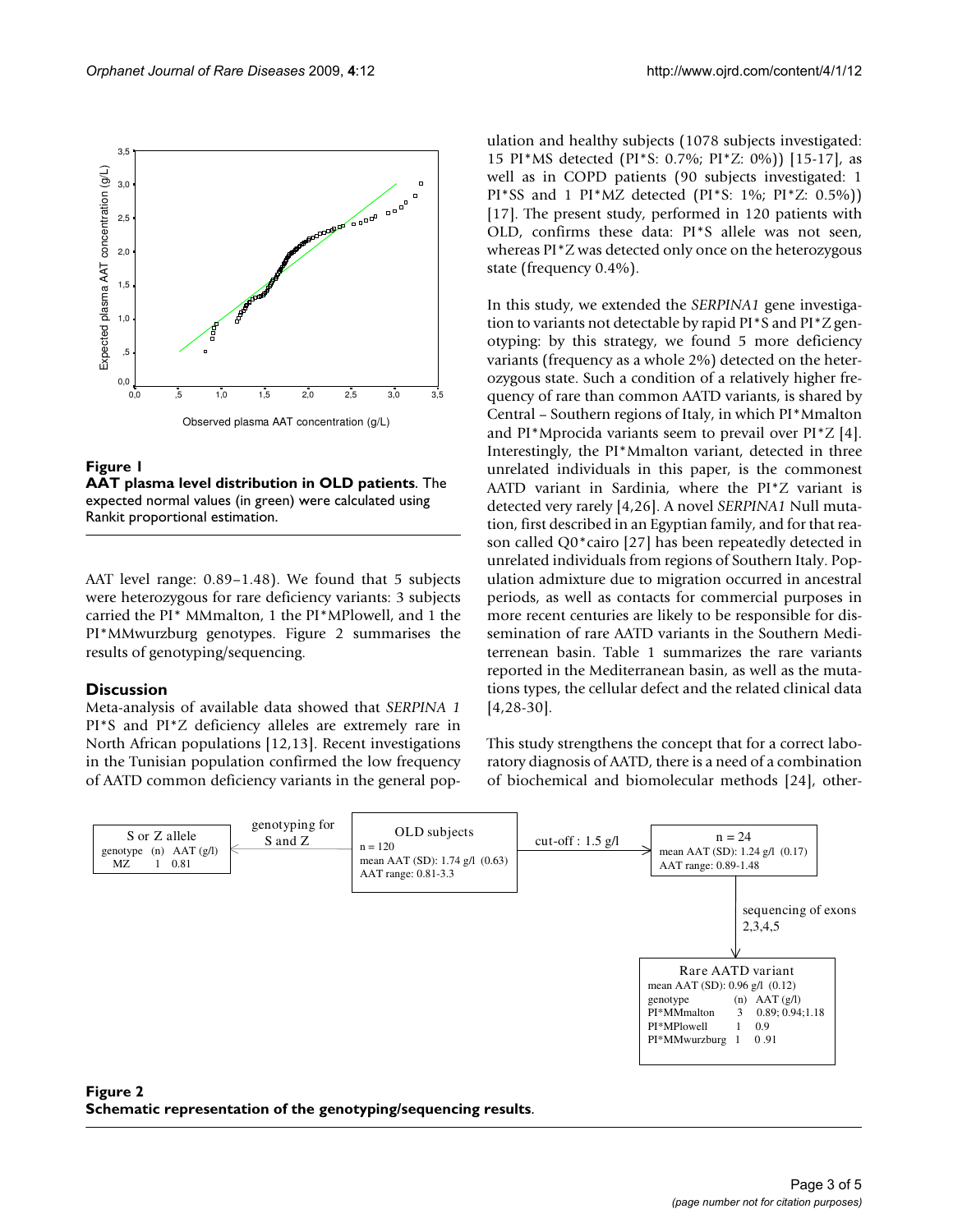**Figure 1**

**AAT plasma level distribution in OLD patients**. The expected normal values (in green) were calculated using Rankit proportional estimation.

AAT level range: 0.89–1.48). We found that 5 subjects were heterozygous for rare deficiency variants: 3 subjects carried the PI* MMmalton, 1 the PI*MPlowell, and 1 the PI*MMwurzburg genotypes. Figure 2 summarises the results of genotyping/sequencing.

## Discussion

Meta-analysis of available data showed that *SERPINA 1* PI*S and PI*Z deficiency alleles are extremely rare in North African populations [12,13]. Recent investigations in the Tunisian population confirmed the low frequency of AATD common deficiency variants in the general population and healthy subjects (1078 subjects investigated: 15 PI*MS detected (PI*S: 0.7%; PI*Z: 0%)) [15-17], as well as in COPD patients (90 subjects investigated: 1 PI*SS and 1 PI*MZ detected (PI*S: 1%; PI*Z: 0.5%)) [17]. The present study, performed in 120 patients with OLD, confirms these data: PI*S allele was not seen, whereas PI*Z was detected only once on the heterozygous state (frequency 0.4%).

In this study, we extended the *SERPINA1* gene investigation to variants not detectable by rapid PI*S and PI*Z genotyping: by this strategy, we found 5 more deficiency variants (frequency as a whole 2%) detected on the heterozygous state. Such a condition of a relatively higher frequency of rare than common AATD variants, is shared by Central – Southern regions of Italy, in which PI*Mmalton and PI*Mprocida variants seem to prevail over PI*Z [4]. Interestingly, the PI*Mmalton variant, detected in three unrelated individuals in this paper, is the commonest AATD variant in Sardinia, where the PI*Z variant is detected very rarely [4,26]. A novel *SERPINA1* Null mutation, first described in an Egyptian family, and for that reason called Q0*cairo [27] has been repeatedly detected in unrelated individuals from regions of Southern Italy. Population admixture due to migration occurred in ancestral periods, as well as contacts for commercial purposes in more recent centuries are likely to be responsible for dissemination of rare AATD variants in the Southern Mediterrenean basin. Table 1 summarizes the rare variants reported in the Mediterranean basin, as well as the mutations types, the cellular defect and the related clinical data [4,28-30].

This study strengthens the concept that for a correct laboratory diagnosis of AATD, there is a need of a combination of biochemical and biomolecular methods [24], other-

**Figure 2**

**Schematic representation of the genotyping/sequencing results**.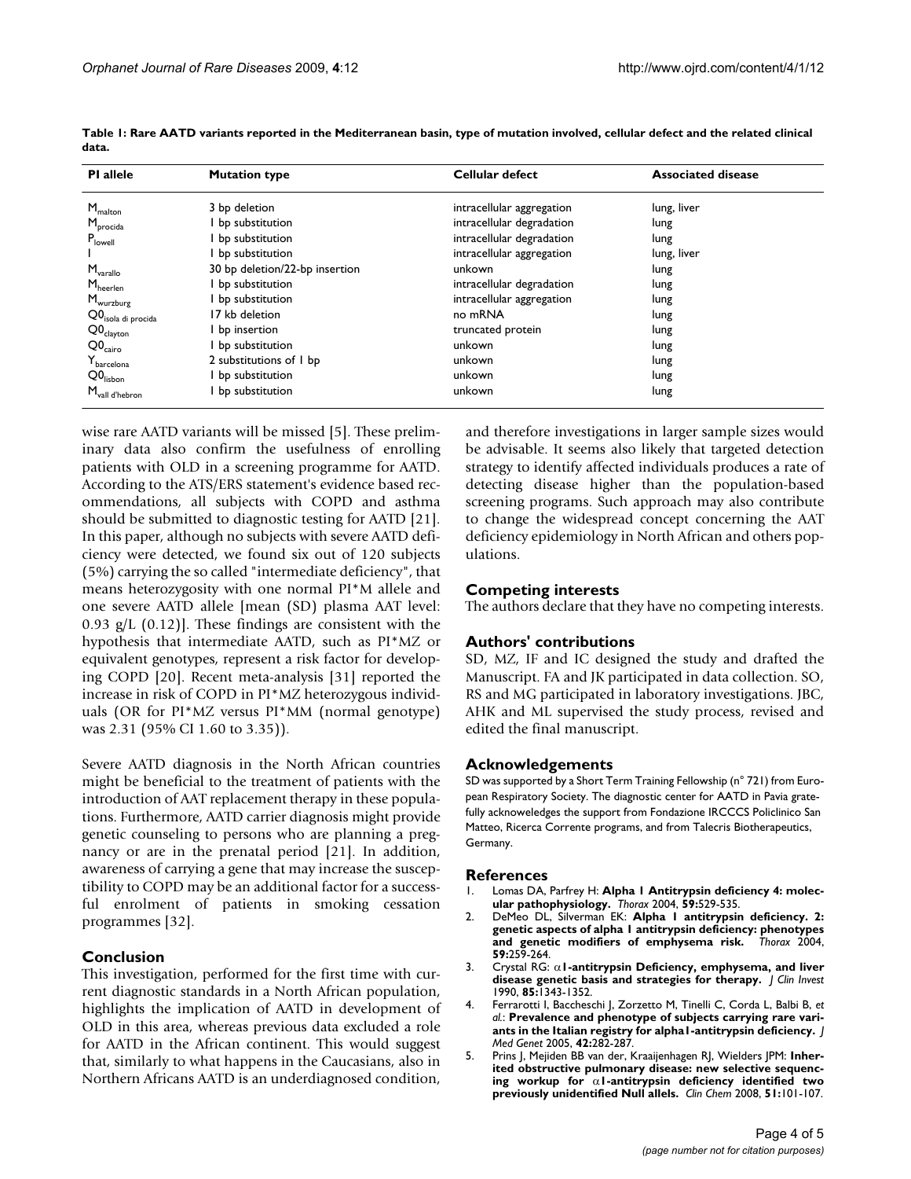**Table 1: Rare AATD variants reported in the Mediterranean basin, type of mutation involved, cellular defect and the related clinical data.**

| PI allele | Mutation type | Cellular defect | Associated disease |
|---|---|---|---|
| $M_{malton}$ | 3 bp deletion | intracellular aggregation | lung, liver |
| $M_{procida}$ | 1 bp substitution | intracellular degradation | lung |
| $P_{lowell}$ | 1 bp substitution | intracellular degradation | lung |
| I | 1 bp substitution | intracellular aggregation | lung, liver |
| $M_{varallo}$ | 30 bp deletion/22-bp insertion | unkown | lung |
| $M_{heerlen}$ | 1 bp substitution | intracellular degradation | lung |
| $M_{wurzburg}$ | 1 bp substitution | intracellular aggregation | lung |
| $Q0_{isola\ di\ procida}$ | 17 kb deletion | no mRNA | lung |
| $Q0_{clayton}$ | 1 bp insertion | truncated protein | lung |
| $Q0_{cairo}$ | 1 bp substitution | unkown | lung |
| $Y_{barcelona}$ | 2 substitutions of 1 bp | unkown | lung |
| $Q0_{lisbon}$ | 1 bp substitution | unkown | lung |
| $M_{vall\ d'hebron}$ | 1 bp substitution | unkown | lung |

wise rare AATD variants will be missed [5]. These preliminary data also confirm the usefulness of enrolling patients with OLD in a screening programme for AATD. According to the ATS/ERS statement's evidence based recommendations, all subjects with COPD and asthma should be submitted to diagnostic testing for AATD [21]. In this paper, although no subjects with severe AATD deficiency were detected, we found six out of 120 subjects (5%) carrying the so called "intermediate deficiency", that means heterozygosity with one normal PI*M allele and one severe AATD allele [mean (SD) plasma AAT level: 0.93 g/L (0.12)]. These findings are consistent with the hypothesis that intermediate AATD, such as PI*MZ or equivalent genotypes, represent a risk factor for developing COPD [20]. Recent meta-analysis [31] reported the increase in risk of COPD in PI*MZ heterozygous individuals (OR for PI*MZ versus PI*MM (normal genotype) was 2.31 (95% CI 1.60 to 3.35)).

Severe AATD diagnosis in the North African countries might be beneficial to the treatment of patients with the introduction of AAT replacement therapy in these populations. Furthermore, AATD carrier diagnosis might provide genetic counseling to persons who are planning a pregnancy or are in the prenatal period [21]. In addition, awareness of carrying a gene that may increase the susceptibility to COPD may be an additional factor for a successful enrolment of patients in smoking cessation programmes [32].

## Conclusion

This investigation, performed for the first time with current diagnostic standards in a North African population, highlights the implication of AATD in development of OLD in this area, whereas previous data excluded a role for AATD in the African continent. This would suggest that, similarly to what happens in the Caucasians, also in Northern Africans AATD is an underdiagnosed condition, and therefore investigations in larger sample sizes would be advisable. It seems also likely that targeted detection strategy to identify affected individuals produces a rate of detecting disease higher than the population-based screening programs. Such approach may also contribute to change the widespread concept concerning the AAT deficiency epidemiology in North African and others populations.

## Competing interests

The authors declare that they have no competing interests.

## Authors' contributions

SD, MZ, IF and IC designed the study and drafted the Manuscript. FA and JK participated in data collection. SO, RS and MG participated in laboratory investigations. JBC, AHK and ML supervised the study process, revised and edited the final manuscript.

## Acknowledgements

SD was supported by a Short Term Training Fellowship (n° 721) from European Respiratory Society. The diagnostic center for AATD in Pavia gratefully acknoweledges the support from Fondazione IRCCCS Policlinico San Matteo, Ricerca Corrente programs, and from Talecris Biotherapeutics, Germany.

## References

1. Lomas DA, Parfrey H: **Alpha 1 Antitrypsin deficiency 4: molecular pathophysiology.** *Thorax* 2004, **59:**529-535.
2. DeMeo DL, Silverman EK: **Alpha 1 antitrypsin deficiency. 2: genetic aspects of alpha 1 antitrypsin deficiency: phenotypes and genetic modifiers of emphysema risk.** *Thorax* 2004, **59:**259-264.
3. Crystal RG: **α1-antitrypsin Deficiency, emphysema, and liver disease genetic basis and strategies for therapy.** *J Clin Invest* 1990, **85:**1343-1352.
4. Ferrarotti I, Baccheschi J, Zorzetto M, Tinelli C, Corda L, Balbi B, *et al.*: **Prevalence and phenotype of subjects carrying rare variants in the Italian registry for alpha1-antitrypsin deficiency.** *J Med Genet* 2005, **42:**282-287.
5. Prins J, Mejiden BB van der, Kraaijenhagen RJ, Wielders JPM: **Inherited obstructive pulmonary disease: new selective sequencing workup for α1-antitrypsin deficiency identified two previously unidentified Null allels.** *Clin Chem* 2008, **51:**101-107.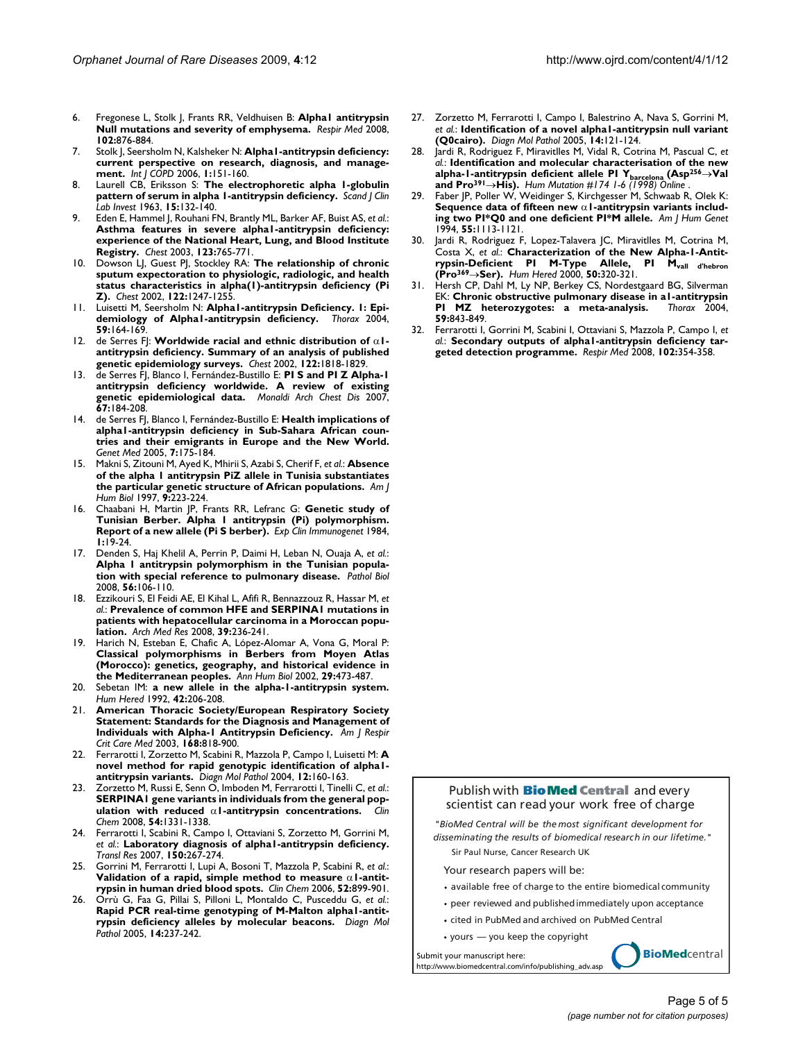6. Fregonese L, Stolk J, Frants RR, Veldhuisen B: **Alpha1 antitrypsin Null mutations and severity of emphysema.** *Respir Med* 2008, **102:**876-884.
7. Stolk J, Seersholm N, Kalsheker N: **Alpha1-antitrypsin deficiency: current perspective on research, diagnosis, and management.** *Int J COPD* 2006, **1:**151-160.
8. Laurell CB, Eriksson S: **The electrophoretic alpha 1-globulin pattern of serum in alpha 1-antitrypsin deficiency.** *Scand J Clin Lab Invest* 1963, **15:**132-140.
9. Eden E, Hammel J, Rouhani FN, Brantly ML, Barker AF, Buist AS, *et al.*: **Asthma features in severe alpha1-antitrypsin deficiency: experience of the National Heart, Lung, and Blood Institute Registry.** *Chest* 2003, **123:**765-771.
10. Dowson LJ, Guest PJ, Stockley RA: **The relationship of chronic sputum expectoration to physiologic, radiologic, and health status characteristics in alpha(1)-antitrypsin deficiency (Pi Z).** *Chest* 2002, **122:**1247-1255.
11. Luisetti M, Seersholm N: **Alpha1-antitrypsin Deficiency. 1: Epidemiology of Alpha1-antitrypsin deficiency.** *Thorax* 2004, **59:**164-169.
12. de Serres FJ: **Worldwide racial and ethnic distribution of α1-antitrypsin deficiency. Summary of an analysis of published genetic epidemiology surveys.** *Chest* 2002, **122:**1818-1829.
13. de Serres FJ, Blanco I, Fernández-Bustillo E: **PI S and PI Z Alpha-1 antitrypsin deficiency worldwide. A review of existing genetic epidemiological data.** *Monaldi Arch Chest Dis* 2007, **67:**184-208.
14. de Serres FJ, Blanco I, Fernández-Bustillo E: **Health implications of alpha1-antitrypsin deficiency in Sub-Sahara African countries and their emigrants in Europe and the New World.** *Genet Med* 2005, **7:**175-184.
15. Makni S, Zitouni M, Ayed K, Mhirii S, Azabi S, Cherif F, *et al.*: **Absence of the alpha 1 antitrypsin PiZ allele in Tunisia substantiates the particular genetic structure of African populations.** *Am J Hum Biol* 1997, **9:**223-224.
16. Chaabani H, Martin JP, Frants RR, Lefranc G: **Genetic study of Tunisian Berber. Alpha 1 antitrypsin (Pi) polymorphism. Report of a new allele (Pi S berber).** *Exp Clin Immunogenet* 1984, **1:**19-24.
17. Denden S, Haj Khelil A, Perrin P, Daimi H, Leban N, Ouaja A, *et al.*: **Alpha 1 antitrypsin polymorphism in the Tunisian population with special reference to pulmonary disease.** *Pathol Biol* 2008, **56:**106-110.
18. Ezzikouri S, El Feidi AE, El Kihal L, Afifi R, Bennazzouz R, Hassar M, *et al.*: **Prevalence of common HFE and SERPINA1 mutations in patients with hepatocellular carcinoma in a Moroccan population.** *Arch Med Res* 2008, **39:**236-241.
19. Harich N, Esteban E, Chafic A, López-Alomar A, Vona G, Moral P: **Classical polymorphisms in Berbers from Moyen Atlas (Morocco): genetics, geography, and historical evidence in the Mediterranean peoples.** *Ann Hum Biol* 2002, **29:**473-487.
20. Sebetan IM: **a new allele in the alpha-1-antitrypsin system.** *Hum Hered* 1992, **42:**206-208.
21. **American Thoracic Society/European Respiratory Society Statement: Standards for the Diagnosis and Management of Individuals with Alpha-1 Antitrypsin Deficiency.** *Am J Respir Crit Care Med* 2003, **168:**818-900.
22. Ferrarotti I, Zorzetto M, Scabini R, Mazzola P, Campo I, Luisetti M: **A novel method for rapid genotypic identification of alpha1-antitrypsin variants.** *Diagn Mol Pathol* 2004, **12:**160-163.
23. Zorzetto M, Russi E, Senn O, Imboden M, Ferrarotti I, Tinelli C, *et al.*: **SERPINA1 gene variants in individuals from the general population with reduced α1-antitrypsin concentrations.** *Clin Chem* 2008, **54:**1331-1338.
24. Ferrarotti I, Scabini R, Campo I, Ottaviani S, Zorzetto M, Gorrini M, *et al.*: **Laboratory diagnosis of alpha1-antitrypsin deficiency.** *Transl Res* 2007, **150:**267-274.
25. Gorrini M, Ferrarotti I, Lupi A, Bosoni T, Mazzola P, Scabini R, *et al.*: **Validation of a rapid, simple method to measure α1-antitrypsin in human dried blood spots.** *Clin Chem* 2006, **52:**899-901.
26. Orrù G, Faa G, Pillai S, Pilloni L, Montaldo C, Pusceddu G, *et al.*: **Rapid PCR real-time genotyping of M-Malton alpha1-antitrypsin deficiency alleles by molecular beacons.** *Diagn Mol Pathol* 2005, **14:**237-242.
27. Zorzetto M, Ferrarotti I, Campo I, Balestrino A, Nava S, Gorrini M, *et al.*: **Identification of a novel alpha1-antitrypsin null variant (Q0cairo).** *Diagn Mol Pathol* 2005, **14:**121-124.
28. Jardi R, Rodriguez F, Miravitlles M, Vidal R, Cotrina M, Pascual C, *et al.*: **Identification and molecular characterisation of the new alpha-1-antitrypsin deficient allele PI $Y_{barcelona}$ ($Asp^{256}\rightarrow Val$ and $Pro^{391}\rightarrow His$).** *Hum Mutation #174 1-6 (1998) Online* .
29. Faber JP, Poller W, Weidinger S, Kirchgesser M, Schwaab R, Olek K: **Sequence data of fifteen new α1-antitrypsin variants including two PI*Q0 and one deficient PI*M allele.** *Am J Hum Genet* 1994, **55:**1113-1121.
30. Jardi R, Rodriguez F, Lopez-Talavera JC, Miravitlles M, Cotrina M, Costa X, *et al.*: **Characterization of the New Alpha-1-Antitrypsin-Deficient PI M-Type Allele, PI $M_{vall\ d'hebron}$ ($Pro^{369}\rightarrow Ser$).** *Hum Hered* 2000, **50:**320-321.
31. Hersh CP, Dahl M, Ly NP, Berkey CS, Nordestgaard BG, Silverman EK: **Chronic obstructive pulmonary disease in a1-antitrypsin PI MZ heterozygotes: a meta-analysis.** *Thorax* 2004, **59:**843-849.
32. Ferrarotti I, Gorrini M, Scabini I, Ottaviani S, Mazzola P, Campo I, *et al.*: **Secondary outputs of alpha1-antitrypsin deficiency targeted detection programme.** *Respir Med* 2008, **102:**354-358.

Publish with **BioMed Central** and every scientist can read your work free of charge

*"BioMed Central will be the most significant development for disseminating the results of biomedical research in our lifetime."*
Sir Paul Nurse, Cancer Research UK

Your research papers will be:

- available free of charge to the entire biomedical community
- peer reviewed and published immediately upon acceptance
- cited in PubMed and archived on PubMed Central
- yours — you keep the copyright

Submit your manuscript here:
http://www.biomedcentral.com/info/publishing_adv.asp

**BioMed**central